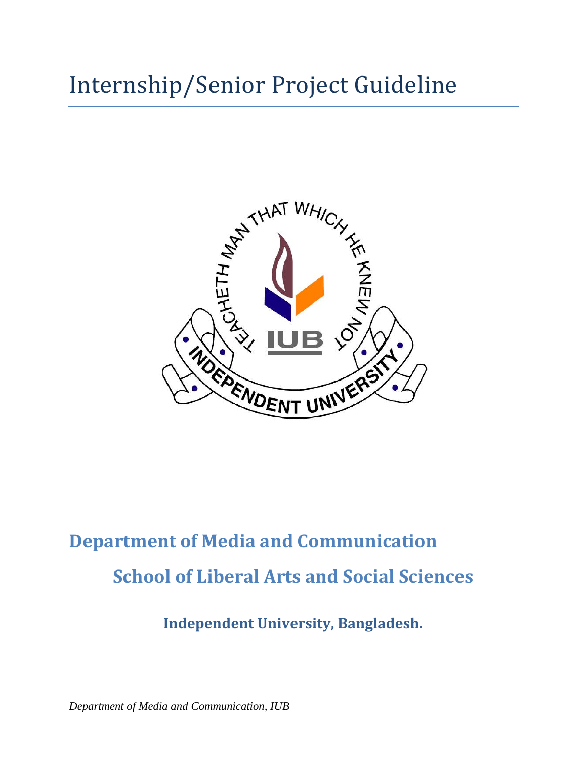# Internship/Senior Project Guideline

## Department of Media and Communication

## School of Liberal Arts and Social Sciences

### Independent University, Bangladesh.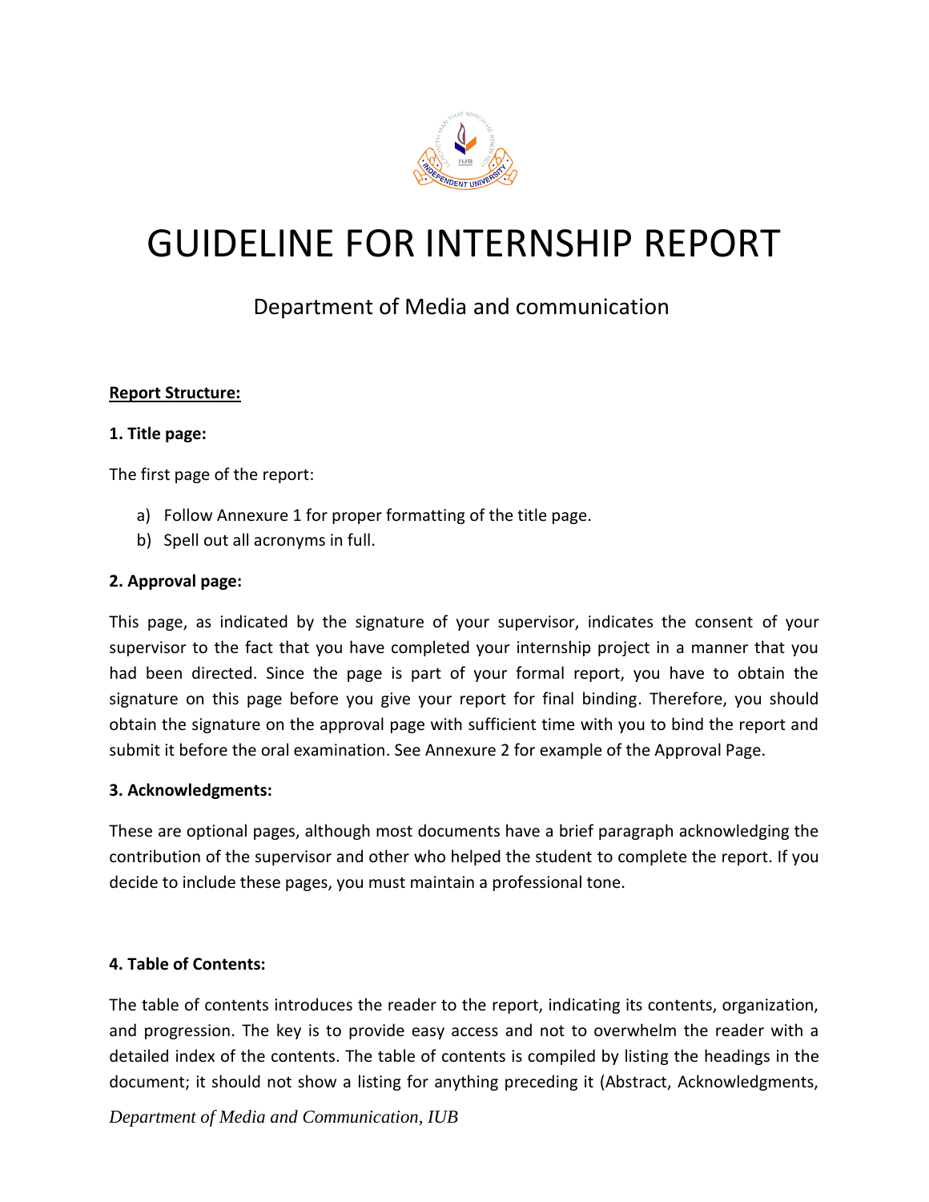# GUIDELINE FOR INTERNSHIP REPORT

## Department of Media and communication

**Report Structure:**

**1. Title page:**

The first page of the report:

a) Follow Annexure 1 for proper formatting of the title page.
b) Spell out all acronyms in full.

**2. Approval page:**

This page, as indicated by the signature of your supervisor, indicates the consent of your supervisor to the fact that you have completed your internship project in a manner that you had been directed. Since the page is part of your formal report, you have to obtain the signature on this page before you give your report for final binding. Therefore, you should obtain the signature on the approval page with sufficient time with you to bind the report and submit it before the oral examination. See Annexure 2 for example of the Approval Page.

**3. Acknowledgments:**

These are optional pages, although most documents have a brief paragraph acknowledging the contribution of the supervisor and other who helped the student to complete the report. If you decide to include these pages, you must maintain a professional tone.

**4. Table of Contents:**

The table of contents introduces the reader to the report, indicating its contents, organization, and progression. The key is to provide easy access and not to overwhelm the reader with a detailed index of the contents. The table of contents is compiled by listing the headings in the document; it should not show a listing for anything preceding it (Abstract, Acknowledgments,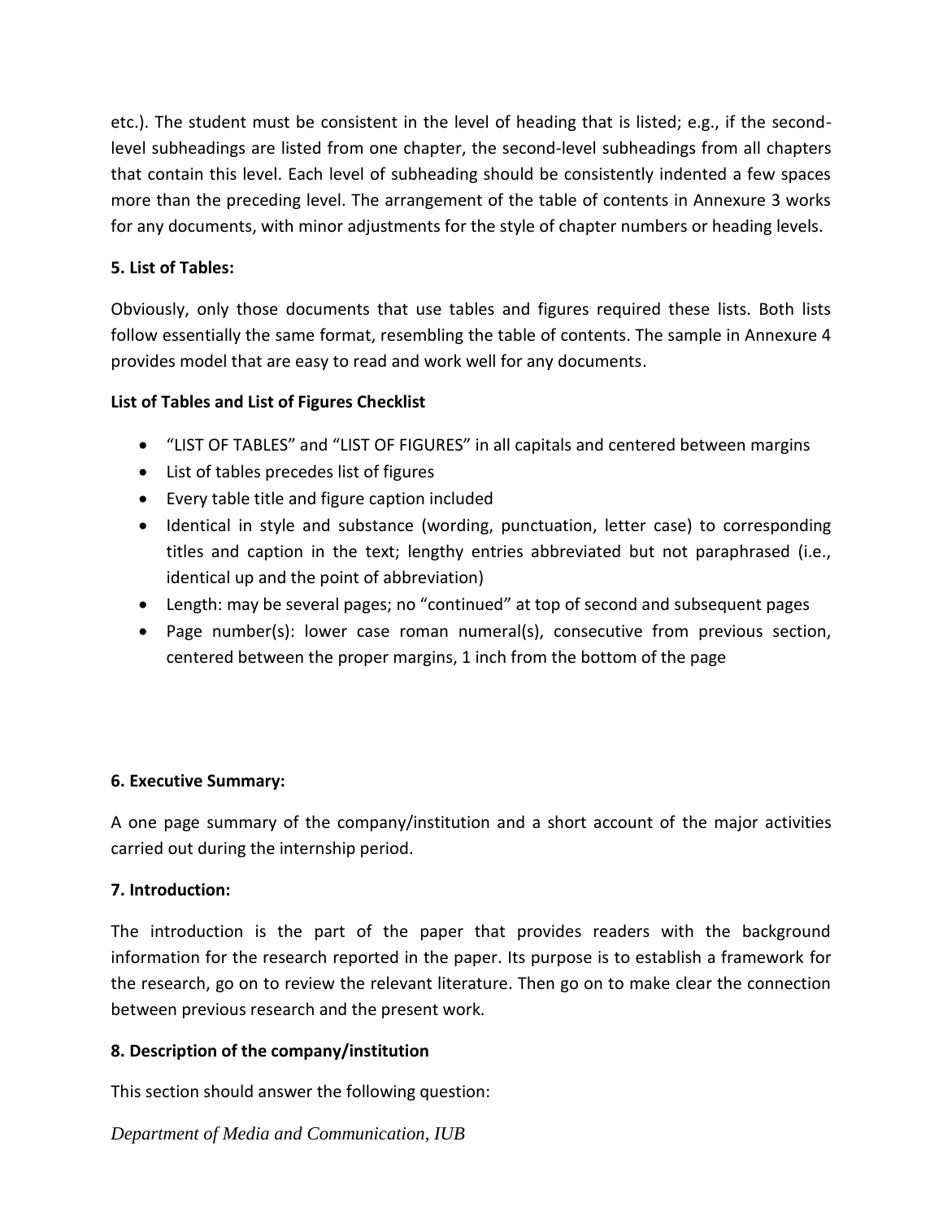etc.). The student must be consistent in the level of heading that is listed; e.g., if the second-level subheadings are listed from one chapter, the second-level subheadings from all chapters that contain this level. Each level of subheading should be consistently indented a few spaces more than the preceding level. The arrangement of the table of contents in Annexure 3 works for any documents, with minor adjustments for the style of chapter numbers or heading levels.

**5. List of Tables:**

Obviously, only those documents that use tables and figures required these lists. Both lists follow essentially the same format, resembling the table of contents. The sample in Annexure 4 provides model that are easy to read and work well for any documents.

**List of Tables and List of Figures Checklist**

- "LIST OF TABLES" and "LIST OF FIGURES" in all capitals and centered between margins
- List of tables precedes list of figures
- Every table title and figure caption included
- Identical in style and substance (wording, punctuation, letter case) to corresponding titles and caption in the text; lengthy entries abbreviated but not paraphrased (i.e., identical up and the point of abbreviation)
- Length: may be several pages; no "continued" at top of second and subsequent pages
- Page number(s): lower case roman numeral(s), consecutive from previous section, centered between the proper margins, 1 inch from the bottom of the page

**6. Executive Summary:**

A one page summary of the company/institution and a short account of the major activities carried out during the internship period.

**7. Introduction:**

The introduction is the part of the paper that provides readers with the background information for the research reported in the paper. Its purpose is to establish a framework for the research, go on to review the relevant literature. Then go on to make clear the connection between previous research and the present work.

**8. Description of the company/institution**

This section should answer the following question: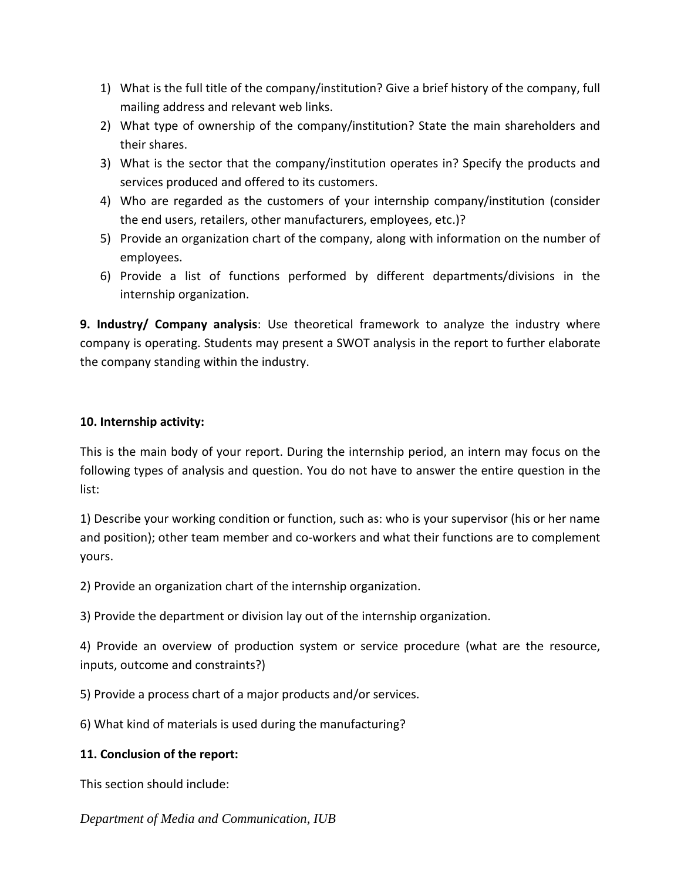1) What is the full title of the company/institution? Give a brief history of the company, full mailing address and relevant web links.
2) What type of ownership of the company/institution? State the main shareholders and their shares.
3) What is the sector that the company/institution operates in? Specify the products and services produced and offered to its customers.
4) Who are regarded as the customers of your internship company/institution (consider the end users, retailers, other manufacturers, employees, etc.)?
5) Provide an organization chart of the company, along with information on the number of employees.
6) Provide a list of functions performed by different departments/divisions in the internship organization.

**9. Industry/ Company analysis**: Use theoretical framework to analyze the industry where company is operating. Students may present a SWOT analysis in the report to further elaborate the company standing within the industry.

**10. Internship activity:**

This is the main body of your report. During the internship period, an intern may focus on the following types of analysis and question. You do not have to answer the entire question in the list:

1) Describe your working condition or function, such as: who is your supervisor (his or her name and position); other team member and co-workers and what their functions are to complement yours.

2) Provide an organization chart of the internship organization.

3) Provide the department or division lay out of the internship organization.

4) Provide an overview of production system or service procedure (what are the resource, inputs, outcome and constraints?)

5) Provide a process chart of a major products and/or services.

6) What kind of materials is used during the manufacturing?

**11. Conclusion of the report:**

This section should include: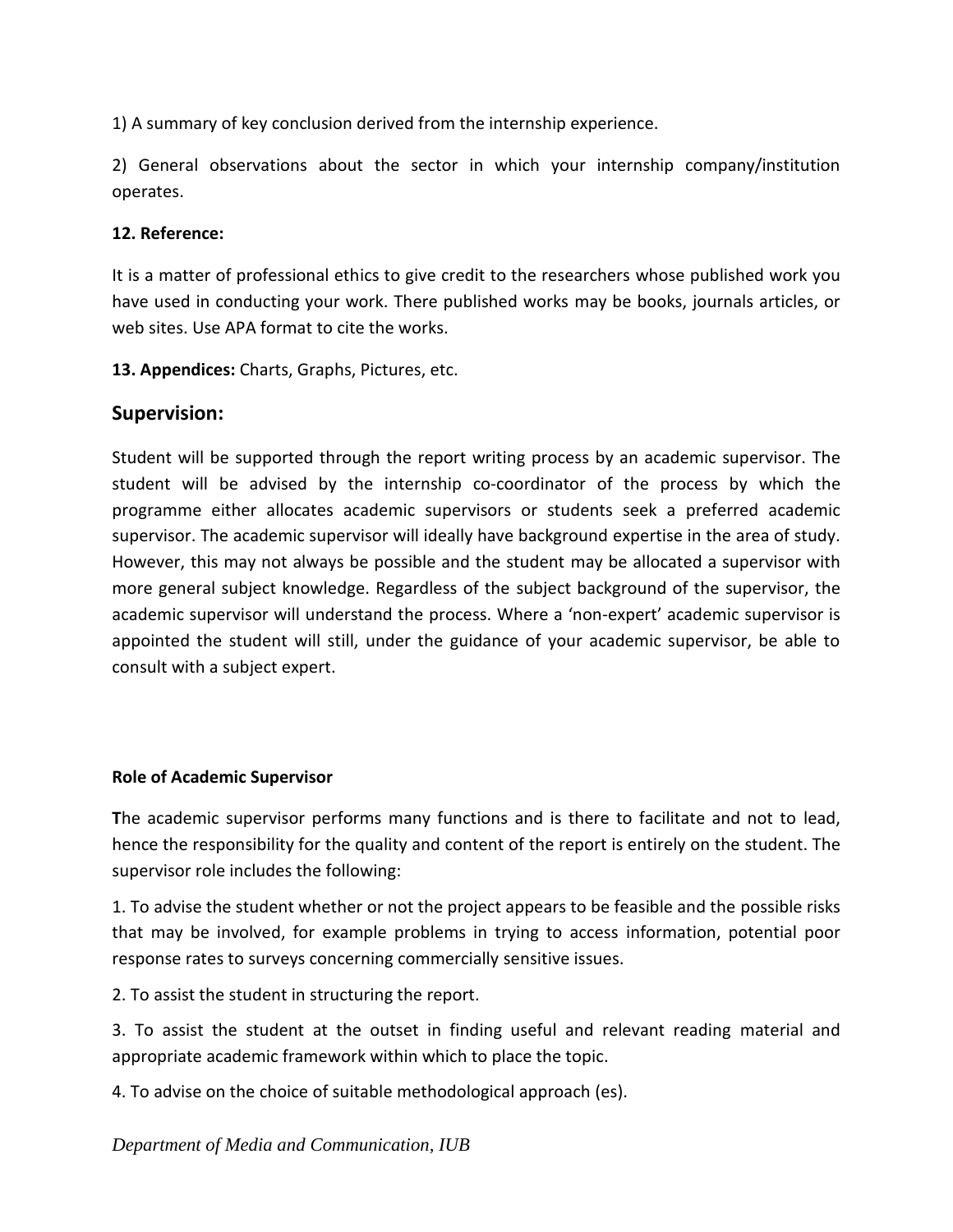1) A summary of key conclusion derived from the internship experience.

2) General observations about the sector in which your internship company/institution operates.

**12. Reference:**

It is a matter of professional ethics to give credit to the researchers whose published work you have used in conducting your work. There published works may be books, journals articles, or web sites. Use APA format to cite the works.

**13. Appendices:** Charts, Graphs, Pictures, etc.

## Supervision:

Student will be supported through the report writing process by an academic supervisor. The student will be advised by the internship co-coordinator of the process by which the programme either allocates academic supervisors or students seek a preferred academic supervisor. The academic supervisor will ideally have background expertise in the area of study. However, this may not always be possible and the student may be allocated a supervisor with more general subject knowledge. Regardless of the subject background of the supervisor, the academic supervisor will understand the process. Where a 'non-expert' academic supervisor is appointed the student will still, under the guidance of your academic supervisor, be able to consult with a subject expert.

**Role of Academic Supervisor**

**T**he academic supervisor performs many functions and is there to facilitate and not to lead, hence the responsibility for the quality and content of the report is entirely on the student. The supervisor role includes the following:

1. To advise the student whether or not the project appears to be feasible and the possible risks that may be involved, for example problems in trying to access information, potential poor response rates to surveys concerning commercially sensitive issues.

2. To assist the student in structuring the report.

3. To assist the student at the outset in finding useful and relevant reading material and appropriate academic framework within which to place the topic.

4. To advise on the choice of suitable methodological approach (es).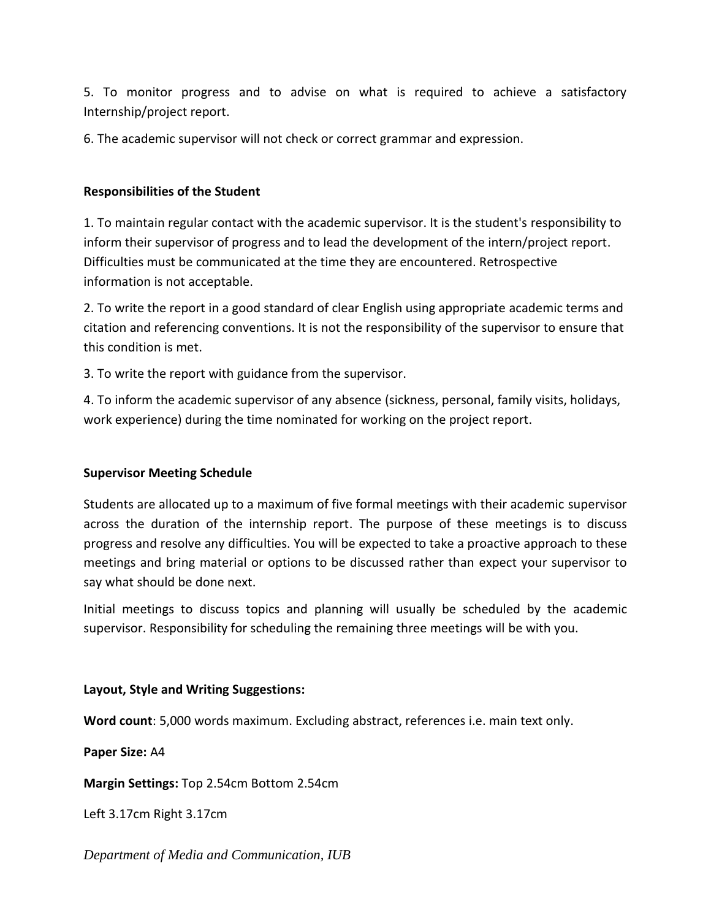5. To monitor progress and to advise on what is required to achieve a satisfactory Internship/project report.

6. The academic supervisor will not check or correct grammar and expression.

**Responsibilities of the Student**

1. To maintain regular contact with the academic supervisor. It is the student's responsibility to inform their supervisor of progress and to lead the development of the intern/project report. Difficulties must be communicated at the time they are encountered. Retrospective information is not acceptable.

2. To write the report in a good standard of clear English using appropriate academic terms and citation and referencing conventions. It is not the responsibility of the supervisor to ensure that this condition is met.

3. To write the report with guidance from the supervisor.

4. To inform the academic supervisor of any absence (sickness, personal, family visits, holidays, work experience) during the time nominated for working on the project report.

**Supervisor Meeting Schedule**

Students are allocated up to a maximum of five formal meetings with their academic supervisor across the duration of the internship report. The purpose of these meetings is to discuss progress and resolve any difficulties. You will be expected to take a proactive approach to these meetings and bring material or options to be discussed rather than expect your supervisor to say what should be done next.

Initial meetings to discuss topics and planning will usually be scheduled by the academic supervisor. Responsibility for scheduling the remaining three meetings will be with you.

**Layout, Style and Writing Suggestions:**

**Word count**: 5,000 words maximum. Excluding abstract, references i.e. main text only.

**Paper Size:** A4

**Margin Settings:** Top 2.54cm Bottom 2.54cm

Left 3.17cm Right 3.17cm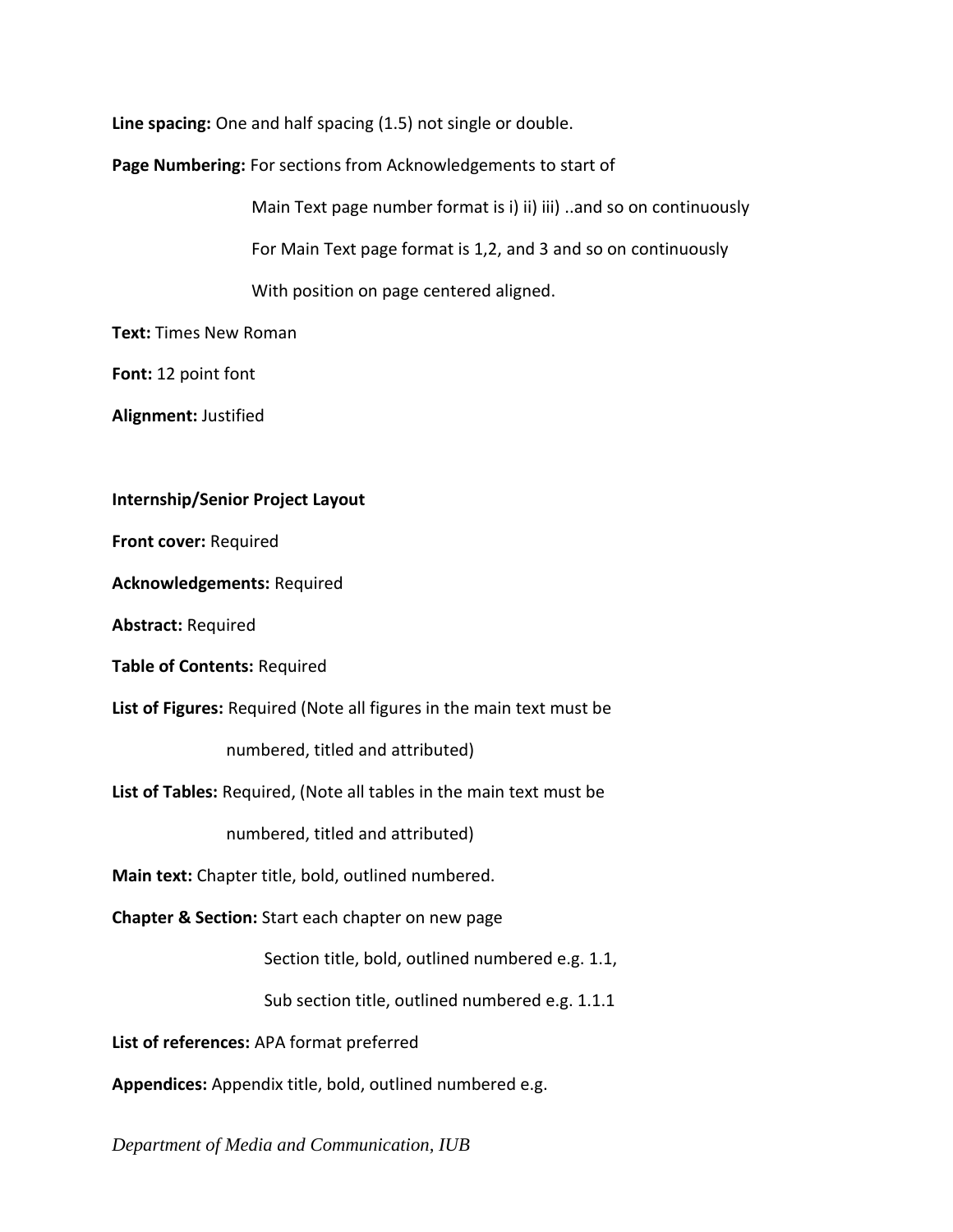**Line spacing:** One and half spacing (1.5) not single or double.

**Page Numbering:** For sections from Acknowledgements to start of

Main Text page number format is i) ii) iii) ..and so on continuously

For Main Text page format is 1,2, and 3 and so on continuously

With position on page centered aligned.

**Text:** Times New Roman

**Font:** 12 point font

**Alignment:** Justified

**Internship/Senior Project Layout**

**Front cover:** Required

**Acknowledgements:** Required

**Abstract:** Required

**Table of Contents:** Required

**List of Figures:** Required (Note all figures in the main text must be numbered, titled and attributed)

**List of Tables:** Required, (Note all tables in the main text must be numbered, titled and attributed)

**Main text:** Chapter title, bold, outlined numbered.

**Chapter & Section:** Start each chapter on new page

Section title, bold, outlined numbered e.g. 1.1,

Sub section title, outlined numbered e.g. 1.1.1

**List of references:** APA format preferred

**Appendices:** Appendix title, bold, outlined numbered e.g.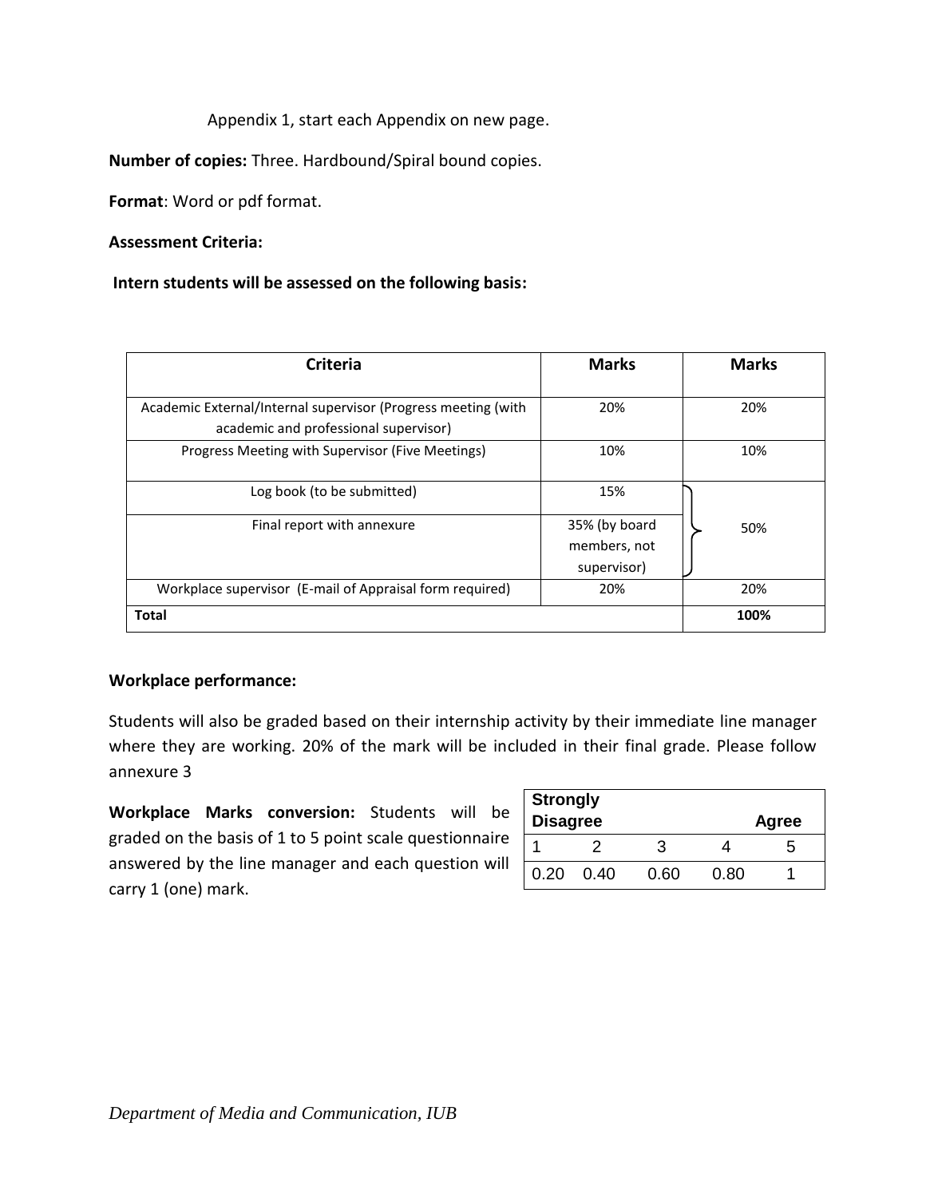Appendix 1, start each Appendix on new page.

**Number of copies:** Three. Hardbound/Spiral bound copies.

**Format**: Word or pdf format.

**Assessment Criteria:**

**Intern students will be assessed on the following basis:**

| Criteria | Marks | Marks |
|---|---|---|
| Academic External/Internal supervisor (Progress meeting (with academic and professional supervisor) | 20% | 20% |
| Progress Meeting with Supervisor (Five Meetings) | 10% | 10% |
| Log book (to be submitted) | 15% | 50% |
| Final report with annexure | 35% (by board members, not supervisor) | |
| Workplace supervisor (E-mail of Appraisal form required) | 20% | 20% |
| **Total** | | **100%** |

**Workplace performance:**

Students will also be graded based on their internship activity by their immediate line manager where they are working. 20% of the mark will be included in their final grade. Please follow annexure 3

**Workplace Marks conversion:** Students will be graded on the basis of 1 to 5 point scale questionnaire answered by the line manager and each question will carry 1 (one) mark.

| **Strongly Disagree** | | | | **Agree** |
|---|---|---|---|---|
| 1 | 2 | 3 | 4 | 5 |
| 0.20 | 0.40 | 0.60 | 0.80 | 1 |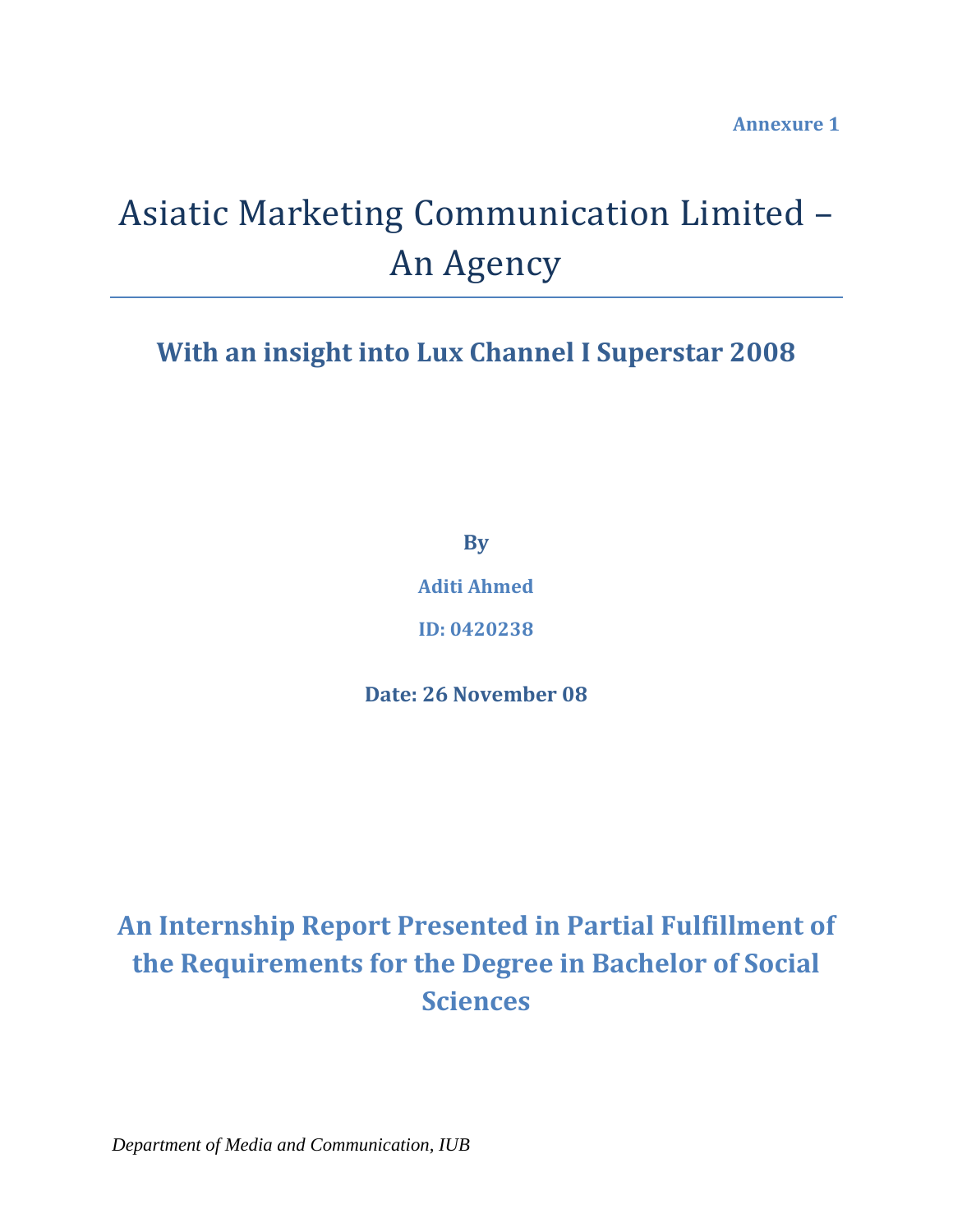**Annexure 1**

# Asiatic Marketing Communication Limited – An Agency

## With an insight into Lux Channel I Superstar 2008

**By**

**Aditi Ahmed**

**ID: 0420238**

**Date: 26 November 08**

## An Internship Report Presented in Partial Fulfillment of the Requirements for the Degree in Bachelor of Social Sciences

*Department of Media and Communication, IUB*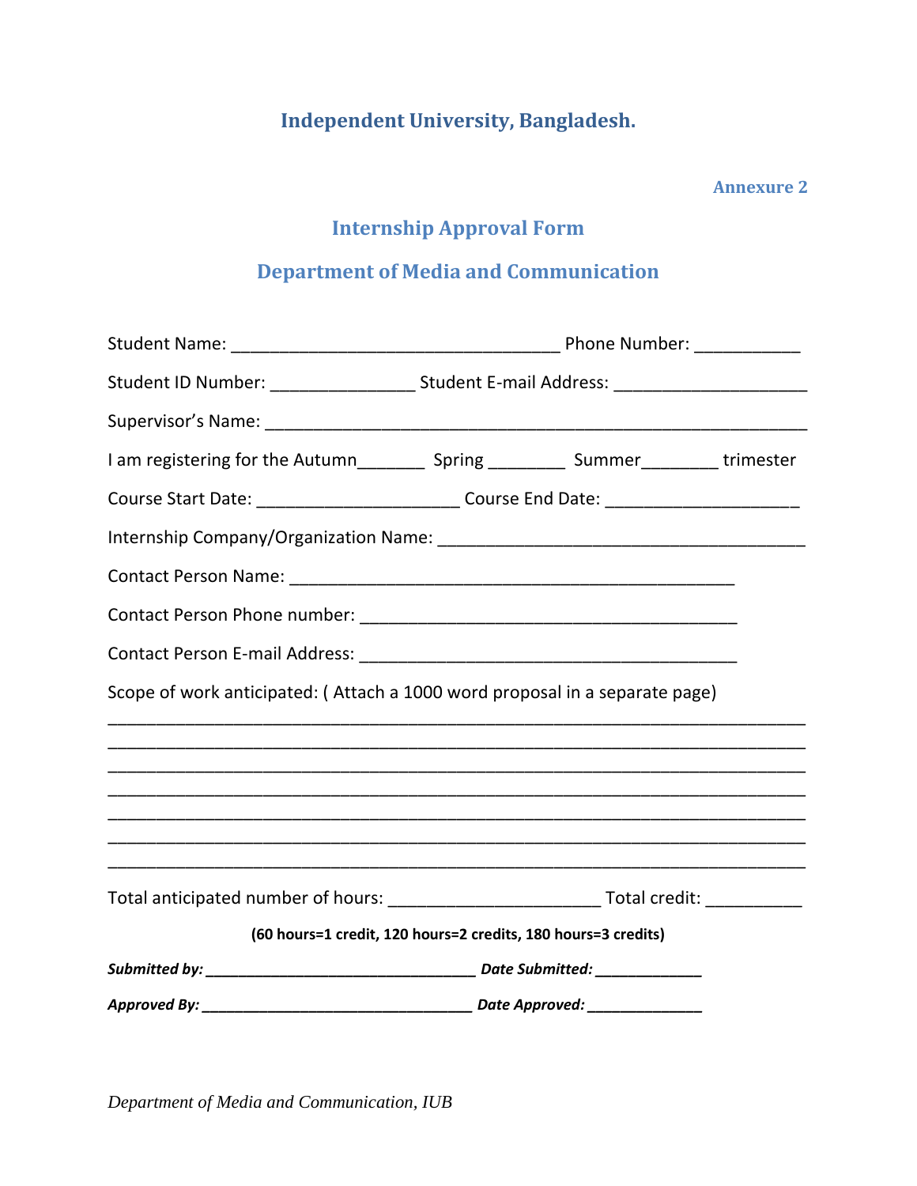# Independent University, Bangladesh.

**Annexure 2**

## Internship Approval Form

## Department of Media and Communication

Student Name: __________________________________ Phone Number: ___________

Student ID Number: _______________ Student E-mail Address: ____________________

Supervisor's Name: ________________________________________________________

I am registering for the Autumn_______ Spring ________ Summer________ trimester

Course Start Date: _____________________ Course End Date: ____________________

Internship Company/Organization Name: ______________________________________

Contact Person Name: ______________________________________________

Contact Person Phone number: ______________________________________

Contact Person E-mail Address: ______________________________________

Scope of work anticipated: ( Attach a 1000 word proposal in a separate page)

________________________________________________________________________

________________________________________________________________________

________________________________________________________________________

________________________________________________________________________

________________________________________________________________________

________________________________________________________________________

________________________________________________________________________

Total anticipated number of hours: _____________________ Total credit: __________

**(60 hours=1 credit, 120 hours=2 credits, 180 hours=3 credits)**

***Submitted by:*** ______________________________ ***Date Submitted:*** ____________

***Approved By:*** ______________________________ ***Date Approved:*** _____________

*Department of Media and Communication, IUB*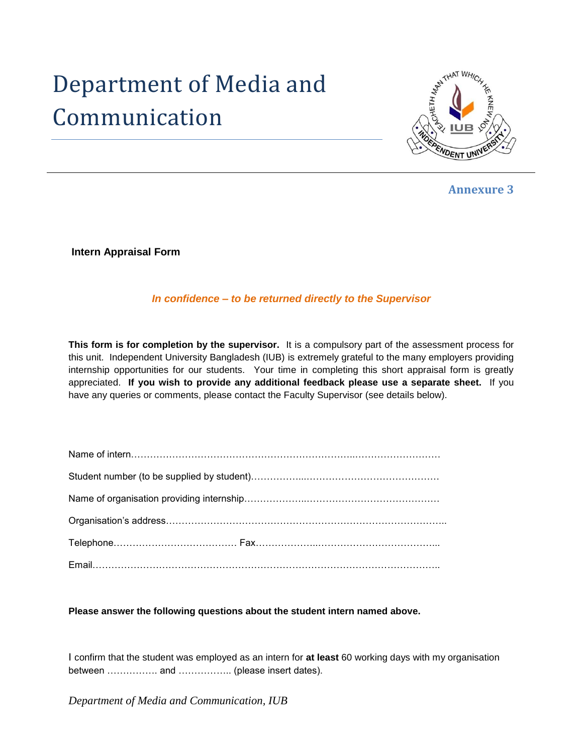# Department of Media and Communication

**Annexure 3**

**Intern Appraisal Form**

***In confidence – to be returned directly to the Supervisor***

**This form is for completion by the supervisor.** It is a compulsory part of the assessment process for this unit. Independent University Bangladesh (IUB) is extremely grateful to the many employers providing internship opportunities for our students. Your time in completing this short appraisal form is greatly appreciated. **If you wish to provide any additional feedback please use a separate sheet.** If you have any queries or comments, please contact the Faculty Supervisor (see details below).

Name of intern…………………………………………………………..………………………

Student number (to be supplied by student)……………...……………………………………

Name of organisation providing internship………………..……………………………………

Organisation's address…………………………………………………………………………..

Telephone………………………………… Fax………………..………………………………...

Email……………………………………………………………………………………………..

**Please answer the following questions about the student intern named above.**

I confirm that the student was employed as an intern for **at least** 60 working days with my organisation between ……………. and …………….. (please insert dates).

*Department of Media and Communication, IUB*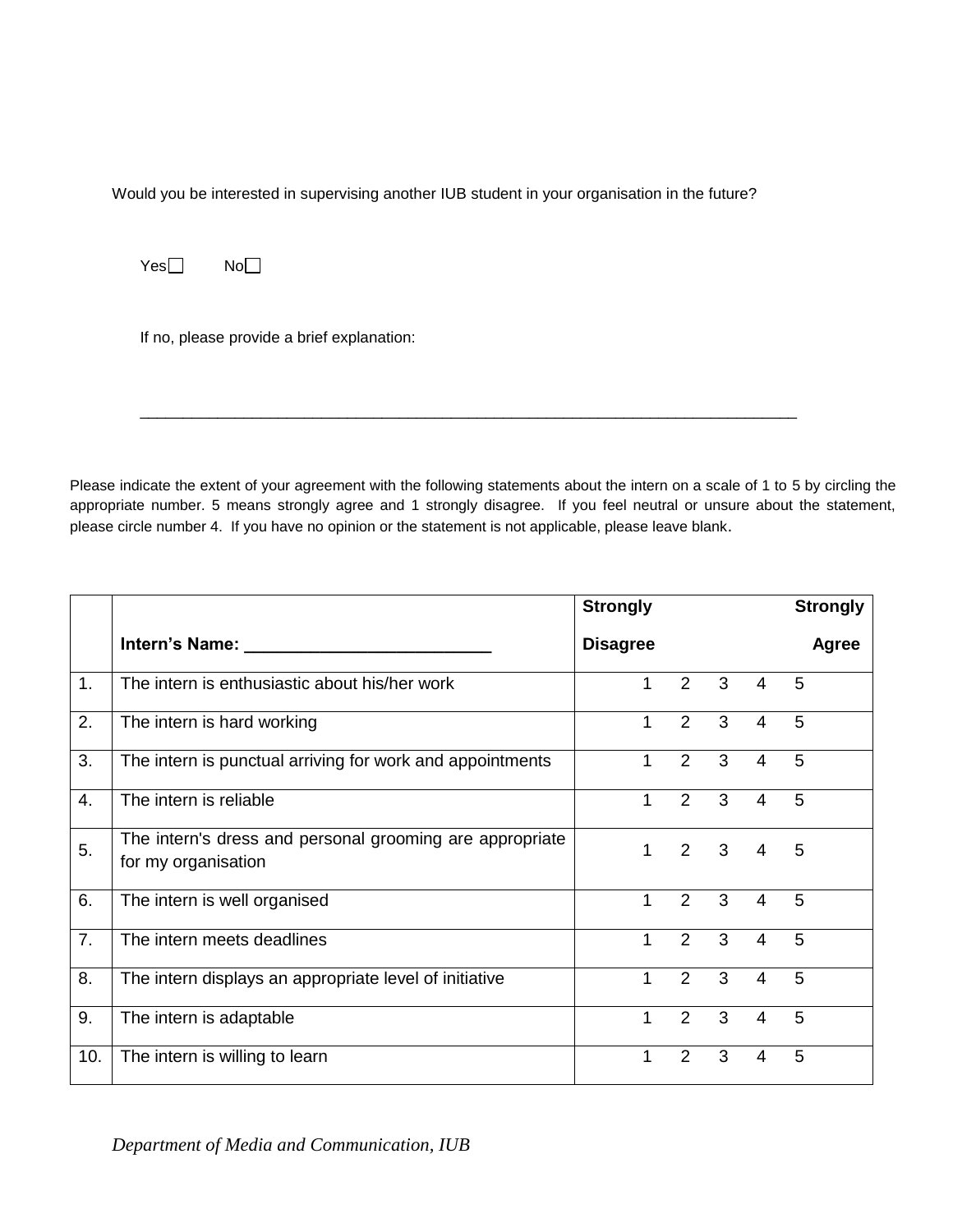Would you be interested in supervising another IUB student in your organisation in the future?

Yes☐ No☐

If no, please provide a brief explanation:

_______________________________________________________________________________

Please indicate the extent of your agreement with the following statements about the intern on a scale of 1 to 5 by circling the appropriate number. 5 means strongly agree and 1 strongly disagree. If you feel neutral or unsure about the statement, please circle number 4. If you have no opinion or the statement is not applicable, please leave blank.

| | **Intern's Name: _________________________** | **Strongly Disagree** | | | | **Strongly Agree** |
|---|---|---|---|---|---|---|
| 1. | The intern is enthusiastic about his/her work | 1 | 2 | 3 | 4 | 5 |
| 2. | The intern is hard working | 1 | 2 | 3 | 4 | 5 |
| 3. | The intern is punctual arriving for work and appointments | 1 | 2 | 3 | 4 | 5 |
| 4. | The intern is reliable | 1 | 2 | 3 | 4 | 5 |
| 5. | The intern's dress and personal grooming are appropriate for my organisation | 1 | 2 | 3 | 4 | 5 |
| 6. | The intern is well organised | 1 | 2 | 3 | 4 | 5 |
| 7. | The intern meets deadlines | 1 | 2 | 3 | 4 | 5 |
| 8. | The intern displays an appropriate level of initiative | 1 | 2 | 3 | 4 | 5 |
| 9. | The intern is adaptable | 1 | 2 | 3 | 4 | 5 |
| 10. | The intern is willing to learn | 1 | 2 | 3 | 4 | 5 |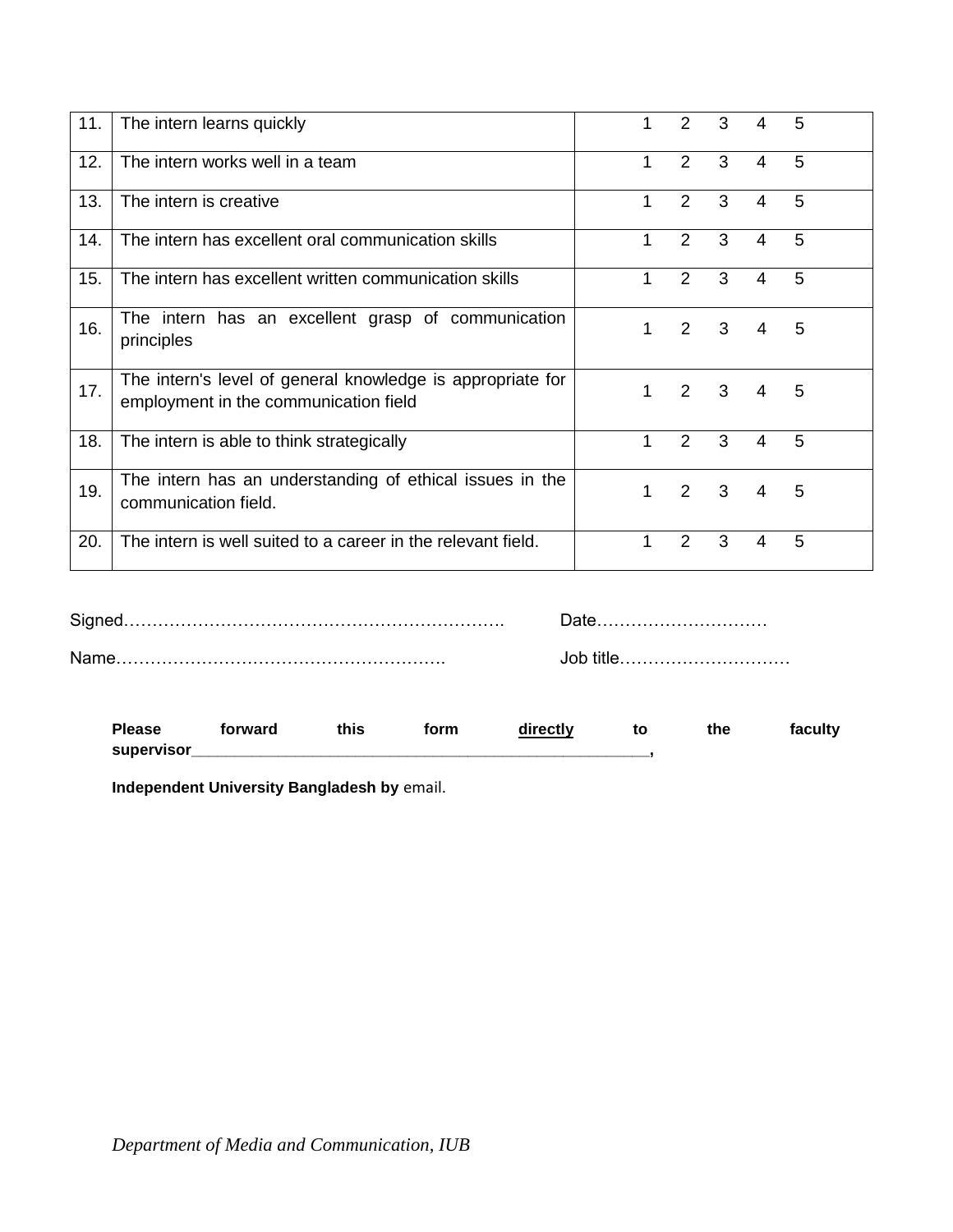| | | |
|---|---|---|
| 11. | The intern learns quickly | 1 2 3 4 5 |
| 12. | The intern works well in a team | 1 2 3 4 5 |
| 13. | The intern is creative | 1 2 3 4 5 |
| 14. | The intern has excellent oral communication skills | 1 2 3 4 5 |
| 15. | The intern has excellent written communication skills | 1 2 3 4 5 |
| 16. | The intern has an excellent grasp of communication principles | 1 2 3 4 5 |
| 17. | The intern's level of general knowledge is appropriate for employment in the communication field | 1 2 3 4 5 |
| 18. | The intern is able to think strategically | 1 2 3 4 5 |
| 19. | The intern has an understanding of ethical issues in the communication field. | 1 2 3 4 5 |
| 20. | The intern is well suited to a career in the relevant field. | 1 2 3 4 5 |

Signed…………………………………………………………. Date…………………………

Name…………………………………………………. Job title……………………………

**Please forward this form <u>directly</u> to the faculty supervisor______________________________________________________,**

**Independent University Bangladesh by** email.

*Department of Media and Communication, IUB*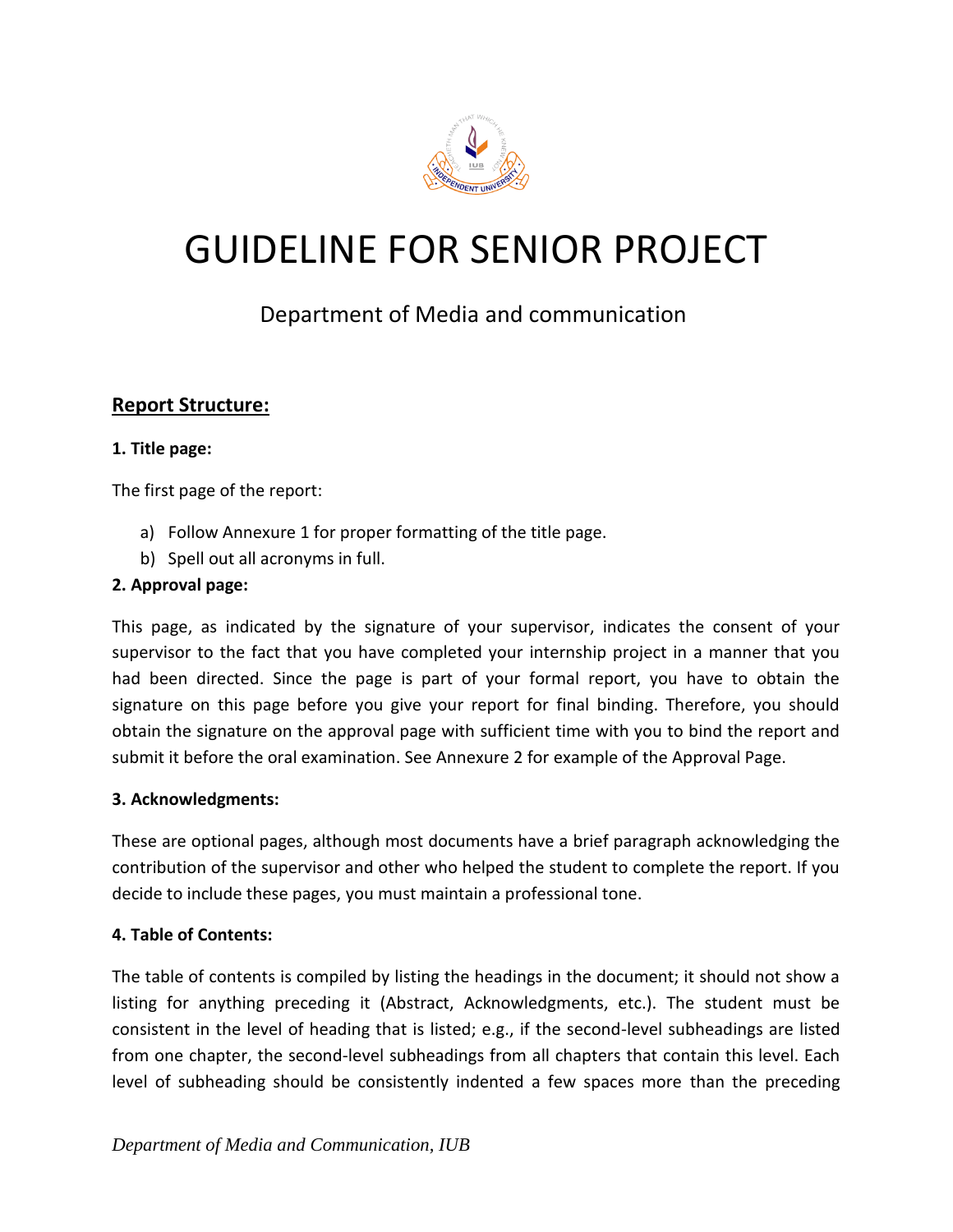# GUIDELINE FOR SENIOR PROJECT

## Department of Media and communication

### Report Structure:

**1. Title page:**

The first page of the report:

a) Follow Annexure 1 for proper formatting of the title page.
b) Spell out all acronyms in full.

**2. Approval page:**

This page, as indicated by the signature of your supervisor, indicates the consent of your supervisor to the fact that you have completed your internship project in a manner that you had been directed. Since the page is part of your formal report, you have to obtain the signature on this page before you give your report for final binding. Therefore, you should obtain the signature on the approval page with sufficient time with you to bind the report and submit it before the oral examination. See Annexure 2 for example of the Approval Page.

**3. Acknowledgments:**

These are optional pages, although most documents have a brief paragraph acknowledging the contribution of the supervisor and other who helped the student to complete the report. If you decide to include these pages, you must maintain a professional tone.

**4. Table of Contents:**

The table of contents is compiled by listing the headings in the document; it should not show a listing for anything preceding it (Abstract, Acknowledgments, etc.). The student must be consistent in the level of heading that is listed; e.g., if the second-level subheadings are listed from one chapter, the second-level subheadings from all chapters that contain this level. Each level of subheading should be consistently indented a few spaces more than the preceding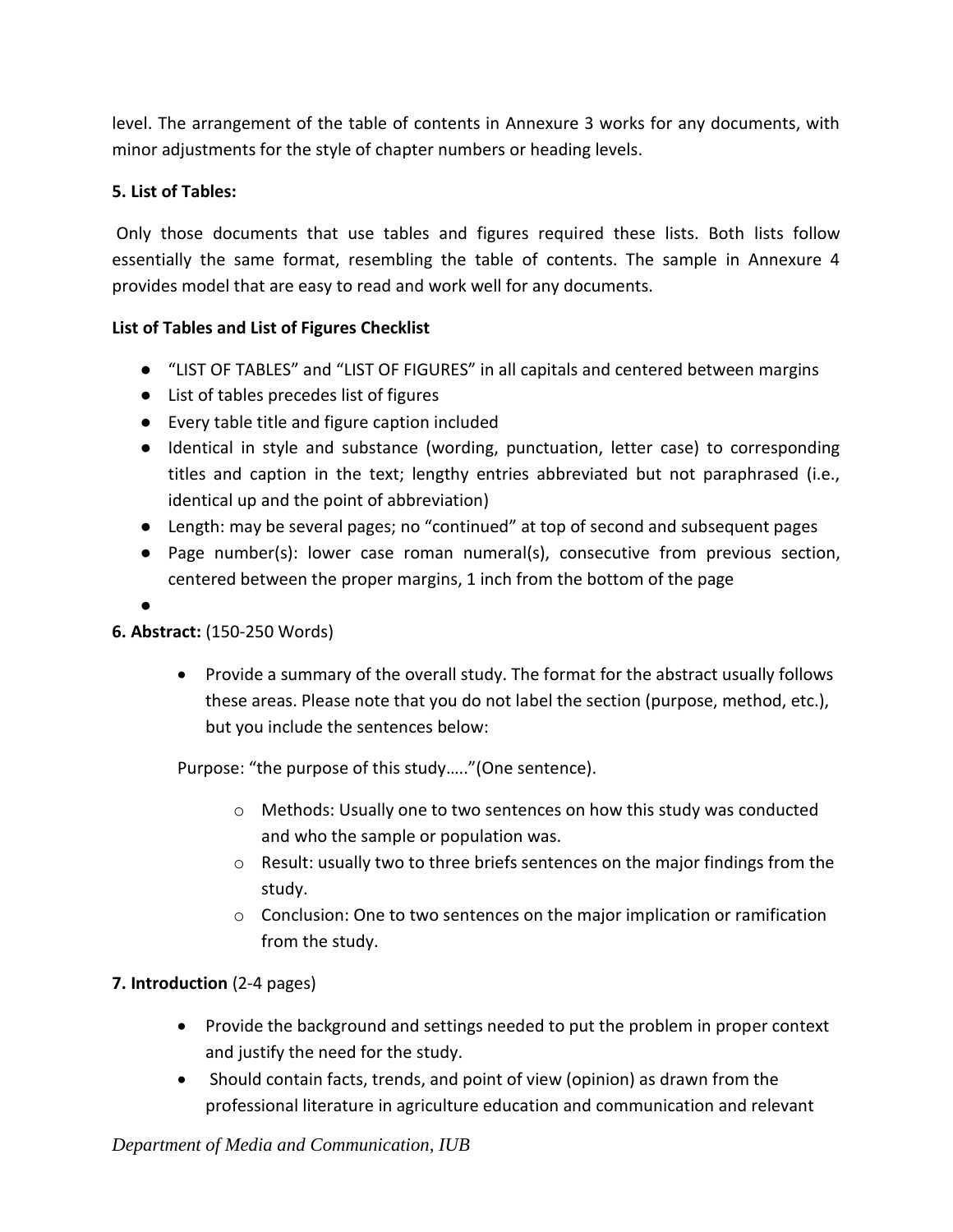level. The arrangement of the table of contents in Annexure 3 works for any documents, with minor adjustments for the style of chapter numbers or heading levels.

**5. List of Tables:**

Only those documents that use tables and figures required these lists. Both lists follow essentially the same format, resembling the table of contents. The sample in Annexure 4 provides model that are easy to read and work well for any documents.

**List of Tables and List of Figures Checklist**

- "LIST OF TABLES" and "LIST OF FIGURES" in all capitals and centered between margins
- List of tables precedes list of figures
- Every table title and figure caption included
- Identical in style and substance (wording, punctuation, letter case) to corresponding titles and caption in the text; lengthy entries abbreviated but not paraphrased (i.e., identical up and the point of abbreviation)
- Length: may be several pages; no "continued" at top of second and subsequent pages
- Page number(s): lower case roman numeral(s), consecutive from previous section, centered between the proper margins, 1 inch from the bottom of the page
-

**6. Abstract:** (150-250 Words)

- Provide a summary of the overall study. The format for the abstract usually follows these areas. Please note that you do not label the section (purpose, method, etc.), but you include the sentences below:

Purpose: "the purpose of this study….."(One sentence).

- Methods: Usually one to two sentences on how this study was conducted and who the sample or population was.
- Result: usually two to three briefs sentences on the major findings from the study.
- Conclusion: One to two sentences on the major implication or ramification from the study.

**7. Introduction** (2-4 pages)

- Provide the background and settings needed to put the problem in proper context and justify the need for the study.
- Should contain facts, trends, and point of view (opinion) as drawn from the professional literature in agriculture education and communication and relevant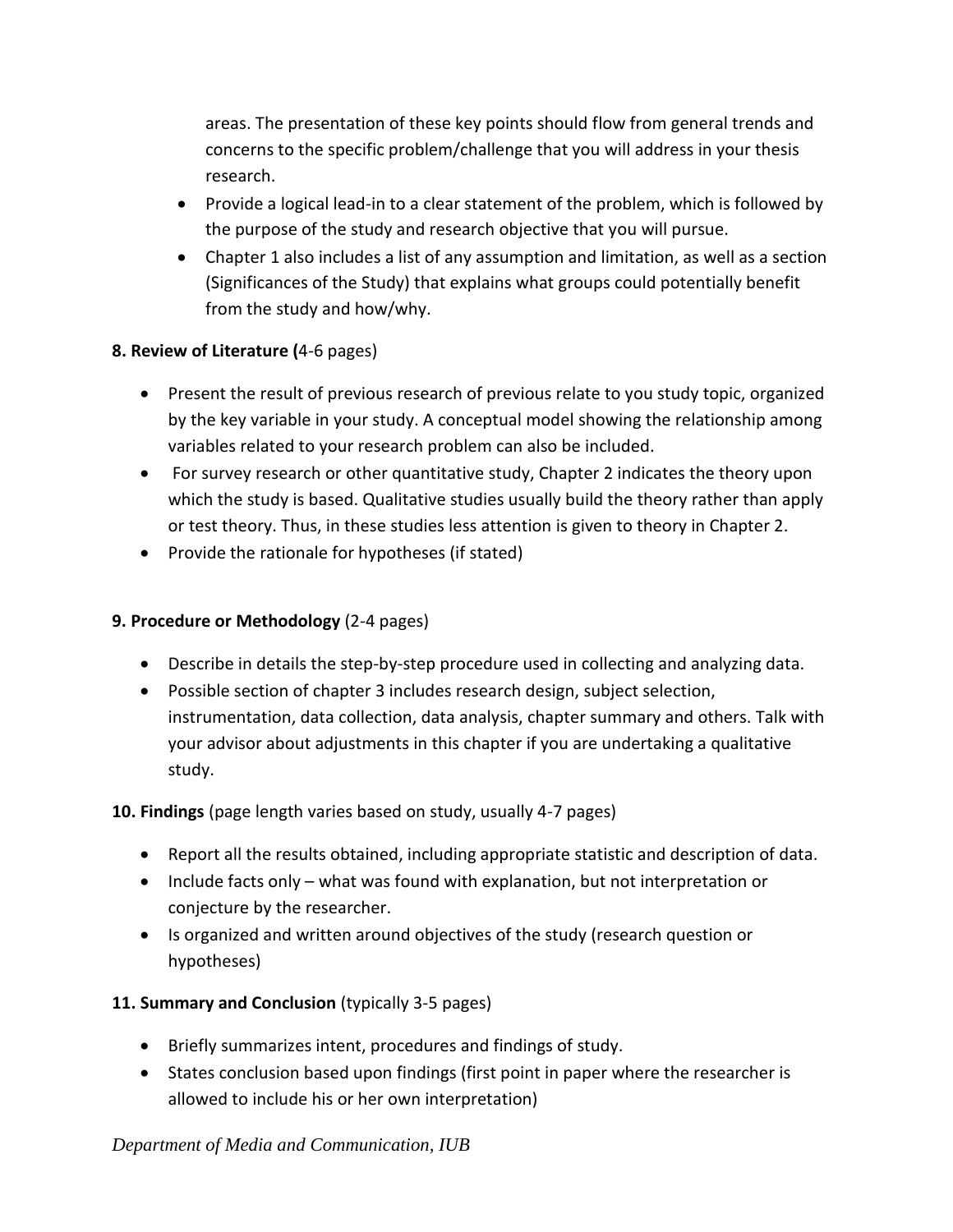areas. The presentation of these key points should flow from general trends and concerns to the specific problem/challenge that you will address in your thesis research.

- Provide a logical lead-in to a clear statement of the problem, which is followed by the purpose of the study and research objective that you will pursue.
- Chapter 1 also includes a list of any assumption and limitation, as well as a section (Significances of the Study) that explains what groups could potentially benefit from the study and how/why.

**8. Review of Literature (**4-6 pages)

- Present the result of previous research of previous relate to you study topic, organized by the key variable in your study. A conceptual model showing the relationship among variables related to your research problem can also be included.
- For survey research or other quantitative study, Chapter 2 indicates the theory upon which the study is based. Qualitative studies usually build the theory rather than apply or test theory. Thus, in these studies less attention is given to theory in Chapter 2.
- Provide the rationale for hypotheses (if stated)

**9. Procedure or Methodology** (2-4 pages)

- Describe in details the step-by-step procedure used in collecting and analyzing data.
- Possible section of chapter 3 includes research design, subject selection, instrumentation, data collection, data analysis, chapter summary and others. Talk with your advisor about adjustments in this chapter if you are undertaking a qualitative study.

**10. Findings** (page length varies based on study, usually 4-7 pages)

- Report all the results obtained, including appropriate statistic and description of data.
- Include facts only – what was found with explanation, but not interpretation or conjecture by the researcher.
- Is organized and written around objectives of the study (research question or hypotheses)

**11. Summary and Conclusion** (typically 3-5 pages)

- Briefly summarizes intent, procedures and findings of study.
- States conclusion based upon findings (first point in paper where the researcher is allowed to include his or her own interpretation)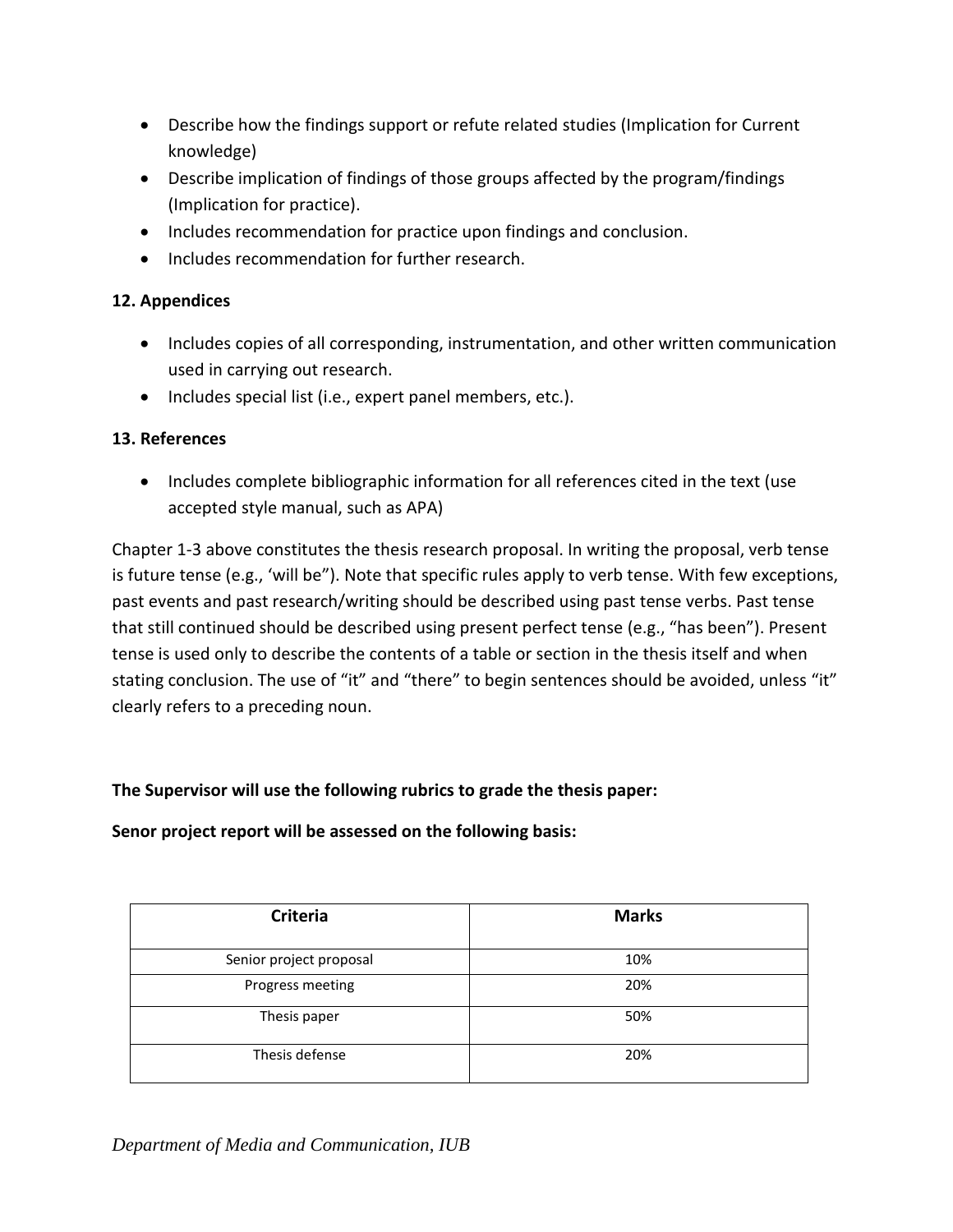- Describe how the findings support or refute related studies (Implication for Current knowledge)
- Describe implication of findings of those groups affected by the program/findings (Implication for practice).
- Includes recommendation for practice upon findings and conclusion.
- Includes recommendation for further research.

**12. Appendices**

- Includes copies of all corresponding, instrumentation, and other written communication used in carrying out research.
- Includes special list (i.e., expert panel members, etc.).

**13. References**

- Includes complete bibliographic information for all references cited in the text (use accepted style manual, such as APA)

Chapter 1-3 above constitutes the thesis research proposal. In writing the proposal, verb tense is future tense (e.g., 'will be"). Note that specific rules apply to verb tense. With few exceptions, past events and past research/writing should be described using past tense verbs. Past tense that still continued should be described using present perfect tense (e.g., "has been"). Present tense is used only to describe the contents of a table or section in the thesis itself and when stating conclusion. The use of "it" and "there" to begin sentences should be avoided, unless "it" clearly refers to a preceding noun.

**The Supervisor will use the following rubrics to grade the thesis paper:**

**Senor project report will be assessed on the following basis:**

| Criteria | Marks |
|---|---|
| Senior project proposal | 10% |
| Progress meeting | 20% |
| Thesis paper | 50% |
| Thesis defense | 20% |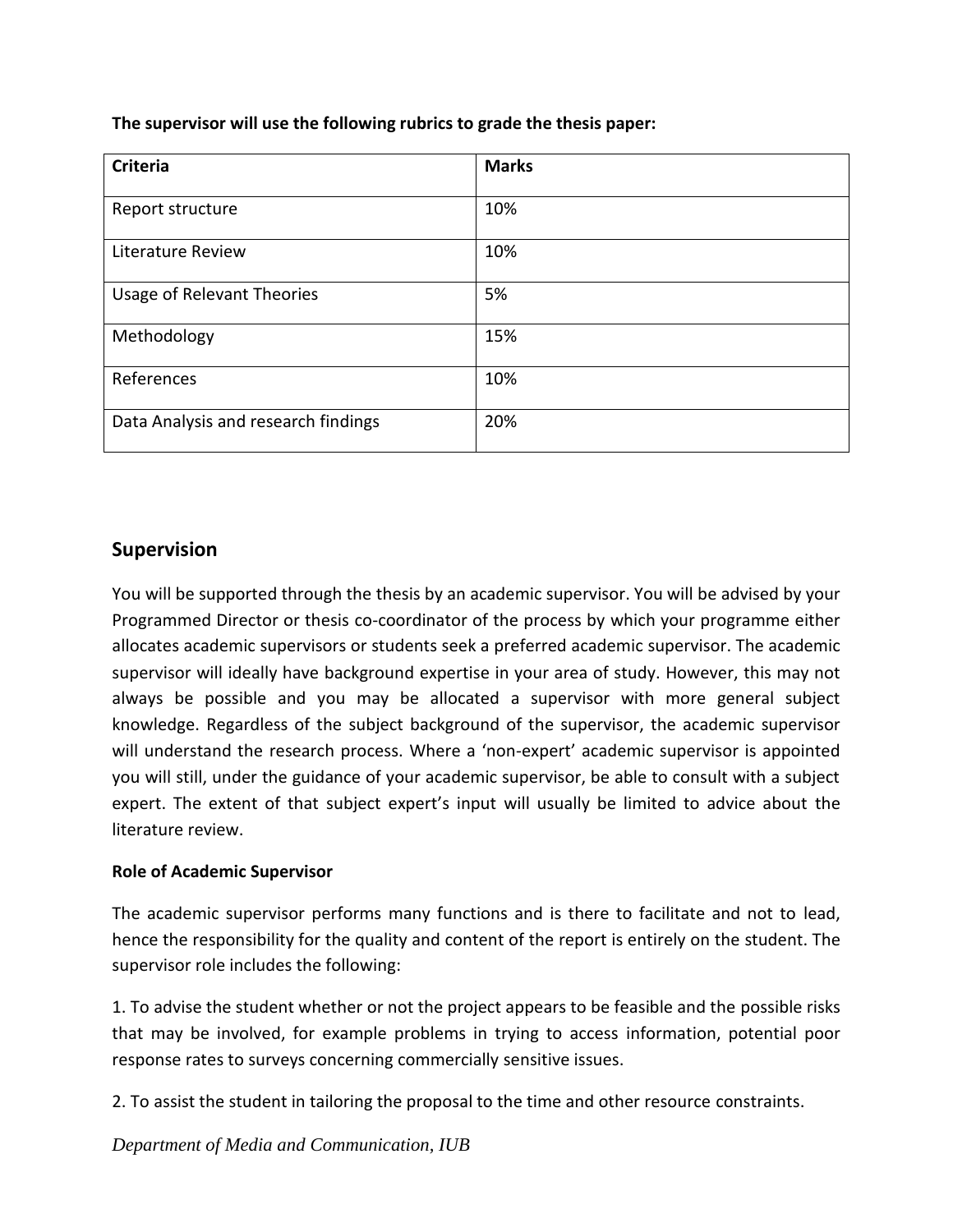**The supervisor will use the following rubrics to grade the thesis paper:**

| Criteria | Marks |
| --- | --- |
| Report structure | 10% |
| Literature Review | 10% |
| Usage of Relevant Theories | 5% |
| Methodology | 15% |
| References | 10% |
| Data Analysis and research findings | 20% |

## Supervision

You will be supported through the thesis by an academic supervisor. You will be advised by your Programmed Director or thesis co-coordinator of the process by which your programme either allocates academic supervisors or students seek a preferred academic supervisor. The academic supervisor will ideally have background expertise in your area of study. However, this may not always be possible and you may be allocated a supervisor with more general subject knowledge. Regardless of the subject background of the supervisor, the academic supervisor will understand the research process. Where a 'non-expert' academic supervisor is appointed you will still, under the guidance of your academic supervisor, be able to consult with a subject expert. The extent of that subject expert's input will usually be limited to advice about the literature review.

**Role of Academic Supervisor**

The academic supervisor performs many functions and is there to facilitate and not to lead, hence the responsibility for the quality and content of the report is entirely on the student. The supervisor role includes the following:

1. To advise the student whether or not the project appears to be feasible and the possible risks that may be involved, for example problems in trying to access information, potential poor response rates to surveys concerning commercially sensitive issues.

2. To assist the student in tailoring the proposal to the time and other resource constraints.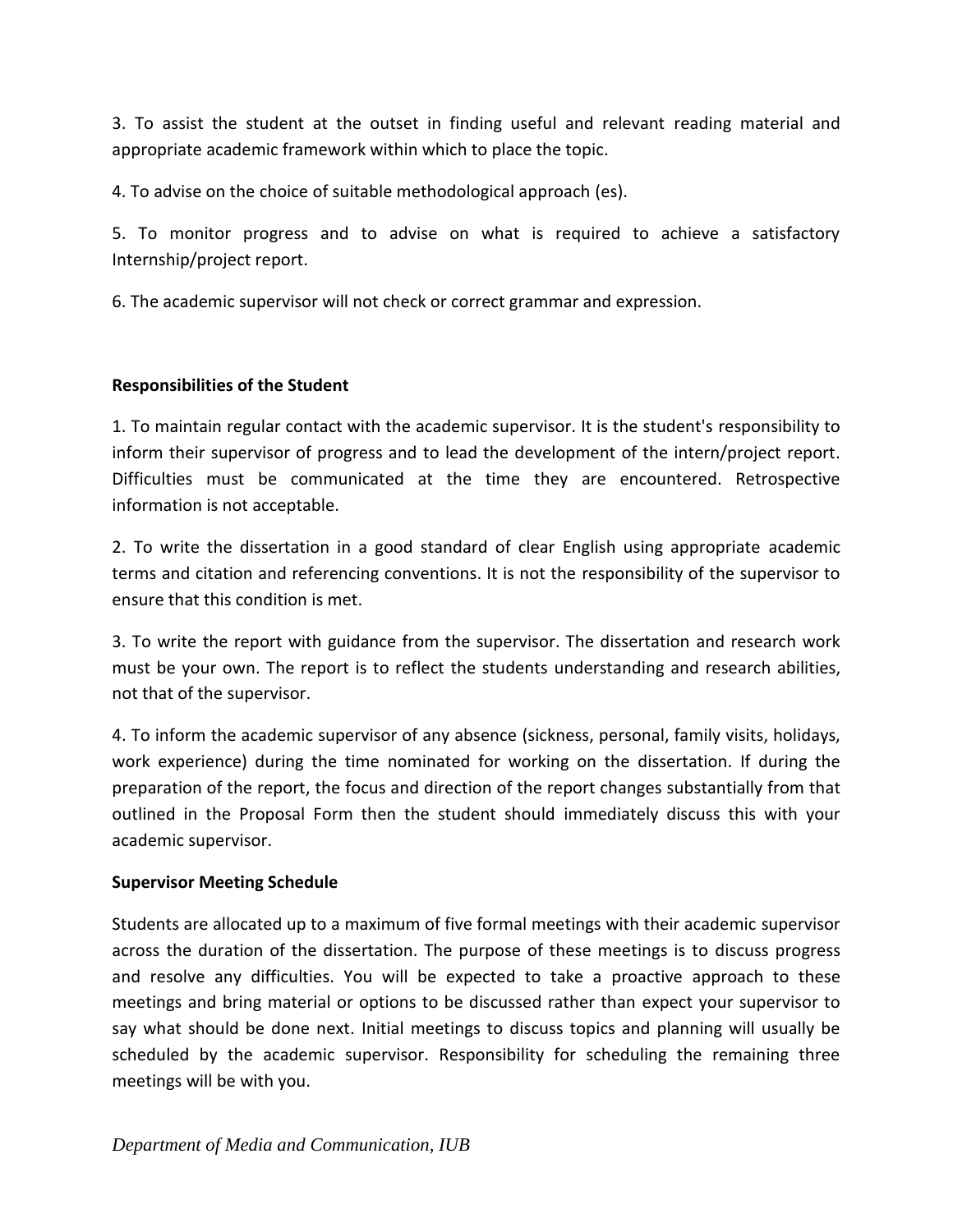3. To assist the student at the outset in finding useful and relevant reading material and appropriate academic framework within which to place the topic.

4. To advise on the choice of suitable methodological approach (es).

5. To monitor progress and to advise on what is required to achieve a satisfactory Internship/project report.

6. The academic supervisor will not check or correct grammar and expression.

**Responsibilities of the Student**

1. To maintain regular contact with the academic supervisor. It is the student's responsibility to inform their supervisor of progress and to lead the development of the intern/project report. Difficulties must be communicated at the time they are encountered. Retrospective information is not acceptable.

2. To write the dissertation in a good standard of clear English using appropriate academic terms and citation and referencing conventions. It is not the responsibility of the supervisor to ensure that this condition is met.

3. To write the report with guidance from the supervisor. The dissertation and research work must be your own. The report is to reflect the students understanding and research abilities, not that of the supervisor.

4. To inform the academic supervisor of any absence (sickness, personal, family visits, holidays, work experience) during the time nominated for working on the dissertation. If during the preparation of the report, the focus and direction of the report changes substantially from that outlined in the Proposal Form then the student should immediately discuss this with your academic supervisor.

**Supervisor Meeting Schedule**

Students are allocated up to a maximum of five formal meetings with their academic supervisor across the duration of the dissertation. The purpose of these meetings is to discuss progress and resolve any difficulties. You will be expected to take a proactive approach to these meetings and bring material or options to be discussed rather than expect your supervisor to say what should be done next. Initial meetings to discuss topics and planning will usually be scheduled by the academic supervisor. Responsibility for scheduling the remaining three meetings will be with you.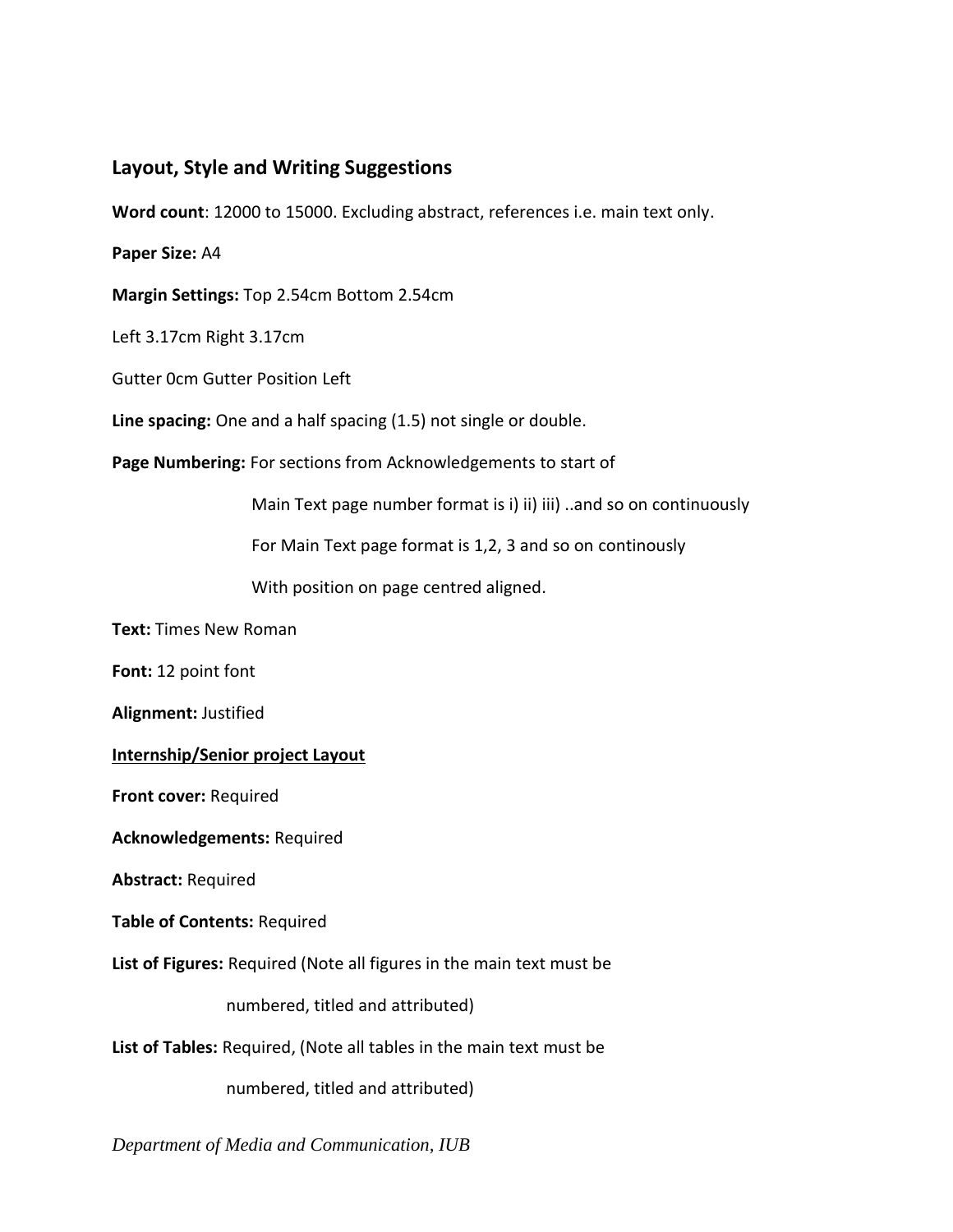## Layout, Style and Writing Suggestions

**Word count**: 12000 to 15000. Excluding abstract, references i.e. main text only.

**Paper Size:** A4

**Margin Settings:** Top 2.54cm Bottom 2.54cm

Left 3.17cm Right 3.17cm

Gutter 0cm Gutter Position Left

**Line spacing:** One and a half spacing (1.5) not single or double.

**Page Numbering:** For sections from Acknowledgements to start of

Main Text page number format is i) ii) iii) ..and so on continuously

For Main Text page format is 1,2, 3 and so on continously

With position on page centred aligned.

**Text:** Times New Roman

**Font:** 12 point font

**Alignment:** Justified

**<u>Internship/Senior project Layout</u>**

**Front cover:** Required

**Acknowledgements:** Required

**Abstract:** Required

**Table of Contents:** Required

**List of Figures:** Required (Note all figures in the main text must be

numbered, titled and attributed)

**List of Tables:** Required, (Note all tables in the main text must be

numbered, titled and attributed)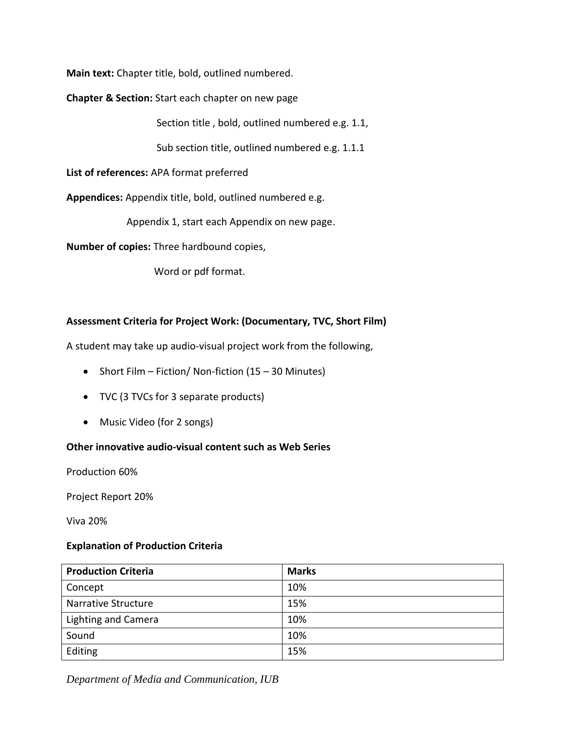**Main text:** Chapter title, bold, outlined numbered.

**Chapter & Section:** Start each chapter on new page

Section title , bold, outlined numbered e.g. 1.1,

Sub section title, outlined numbered e.g. 1.1.1

**List of references:** APA format preferred

**Appendices:** Appendix title, bold, outlined numbered e.g.

Appendix 1, start each Appendix on new page.

**Number of copies:** Three hardbound copies,

Word or pdf format.

**Assessment Criteria for Project Work: (Documentary, TVC, Short Film)**

A student may take up audio-visual project work from the following,

- Short Film – Fiction/ Non-fiction (15 – 30 Minutes)
- TVC (3 TVCs for 3 separate products)
- Music Video (for 2 songs)

**Other innovative audio-visual content such as Web Series**

Production 60%

Project Report 20%

Viva 20%

**Explanation of Production Criteria**

| **Production Criteria** | **Marks** |
|---|---|
| Concept | 10% |
| Narrative Structure | 15% |
| Lighting and Camera | 10% |
| Sound | 10% |
| Editing | 15% |